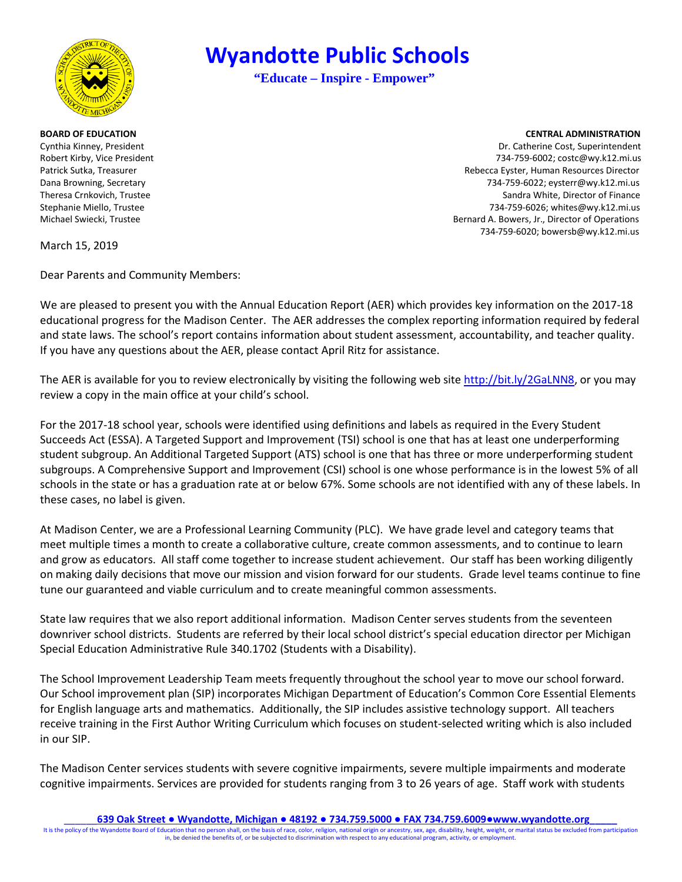# Wyandotte Public Schools

**"Educate – Inspire - Empower"**

**BOARD OF EDUCATION**
Cynthia Kinney, President
Robert Kirby, Vice President
Patrick Sutka, Treasurer
Dana Browning, Secretary
Theresa Crnkovich, Trustee
Stephanie Miello, Trustee
Michael Swiecki, Trustee

**CENTRAL ADMINISTRATION**
Dr. Catherine Cost, Superintendent
734-759-6002; costc@wy.k12.mi.us
Rebecca Eyster, Human Resources Director
734-759-6022; eysterr@wy.k12.mi.us
Sandra White, Director of Finance
734-759-6026; whites@wy.k12.mi.us
Bernard A. Bowers, Jr., Director of Operations
734-759-6020; bowersb@wy.k12.mi.us

March 15, 2019

Dear Parents and Community Members:

We are pleased to present you with the Annual Education Report (AER) which provides key information on the 2017-18 educational progress for the Madison Center. The AER addresses the complex reporting information required by federal and state laws. The school's report contains information about student assessment, accountability, and teacher quality. If you have any questions about the AER, please contact April Ritz for assistance.

The AER is available for you to review electronically by visiting the following web site http://bit.ly/2GaLNN8, or you may review a copy in the main office at your child's school.

For the 2017-18 school year, schools were identified using definitions and labels as required in the Every Student Succeeds Act (ESSA). A Targeted Support and Improvement (TSI) school is one that has at least one underperforming student subgroup. An Additional Targeted Support (ATS) school is one that has three or more underperforming student subgroups. A Comprehensive Support and Improvement (CSI) school is one whose performance is in the lowest 5% of all schools in the state or has a graduation rate at or below 67%. Some schools are not identified with any of these labels. In these cases, no label is given.

At Madison Center, we are a Professional Learning Community (PLC). We have grade level and category teams that meet multiple times a month to create a collaborative culture, create common assessments, and to continue to learn and grow as educators. All staff come together to increase student achievement. Our staff has been working diligently on making daily decisions that move our mission and vision forward for our students. Grade level teams continue to fine tune our guaranteed and viable curriculum and to create meaningful common assessments.

State law requires that we also report additional information. Madison Center serves students from the seventeen downriver school districts. Students are referred by their local school district's special education director per Michigan Special Education Administrative Rule 340.1702 (Students with a Disability).

The School Improvement Leadership Team meets frequently throughout the school year to move our school forward. Our School improvement plan (SIP) incorporates Michigan Department of Education's Common Core Essential Elements for English language arts and mathematics. Additionally, the SIP includes assistive technology support. All teachers receive training in the First Author Writing Curriculum which focuses on student-selected writing which is also included in our SIP.

The Madison Center services students with severe cognitive impairments, severe multiple impairments and moderate cognitive impairments. Services are provided for students ranging from 3 to 26 years of age. Staff work with students

**639 Oak Street ● Wyandotte, Michigan ● 48192 ● 734.759.5000 ● FAX 734.759.6009●www.wyandotte.org**

It is the policy of the Wyandotte Board of Education that no person shall, on the basis of race, color, religion, national origin or ancestry, sex, age, disability, height, weight, or marital status be excluded from participation in, be denied the benefits of, or be subjected to discrimination with respect to any educational program, activity, or employment.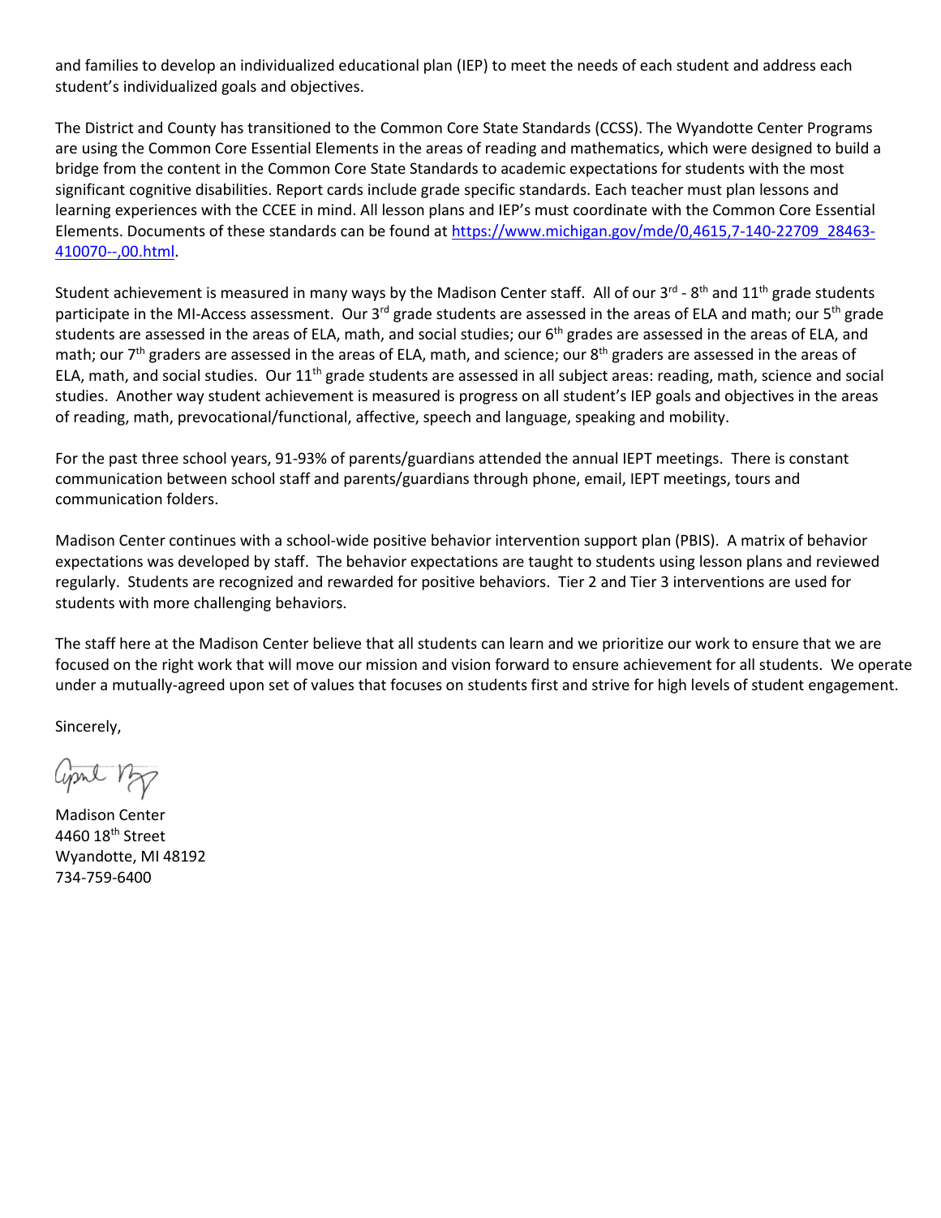and families to develop an individualized educational plan (IEP) to meet the needs of each student and address each student's individualized goals and objectives.

The District and County has transitioned to the Common Core State Standards (CCSS). The Wyandotte Center Programs are using the Common Core Essential Elements in the areas of reading and mathematics, which were designed to build a bridge from the content in the Common Core State Standards to academic expectations for students with the most significant cognitive disabilities. Report cards include grade specific standards. Each teacher must plan lessons and learning experiences with the CCEE in mind. All lesson plans and IEP's must coordinate with the Common Core Essential Elements. Documents of these standards can be found at [https://www.michigan.gov/mde/0,4615,7-140-22709_28463-410070--,00.html](https://www.michigan.gov/mde/0,4615,7-140-22709_28463-410070--,00.html).

Student achievement is measured in many ways by the Madison Center staff. All of our 3rd - 8th and 11th grade students participate in the MI-Access assessment. Our 3rd grade students are assessed in the areas of ELA and math; our 5th grade students are assessed in the areas of ELA, math, and social studies; our 6th grades are assessed in the areas of ELA, and math; our 7th graders are assessed in the areas of ELA, math, and science; our 8th graders are assessed in the areas of ELA, math, and social studies. Our 11th grade students are assessed in all subject areas: reading, math, science and social studies. Another way student achievement is measured is progress on all student's IEP goals and objectives in the areas of reading, math, prevocational/functional, affective, speech and language, speaking and mobility.

For the past three school years, 91-93% of parents/guardians attended the annual IEPT meetings. There is constant communication between school staff and parents/guardians through phone, email, IEPT meetings, tours and communication folders.

Madison Center continues with a school-wide positive behavior intervention support plan (PBIS). A matrix of behavior expectations was developed by staff. The behavior expectations are taught to students using lesson plans and reviewed regularly. Students are recognized and rewarded for positive behaviors. Tier 2 and Tier 3 interventions are used for students with more challenging behaviors.

The staff here at the Madison Center believe that all students can learn and we prioritize our work to ensure that we are focused on the right work that will move our mission and vision forward to ensure achievement for all students. We operate under a mutually-agreed upon set of values that focuses on students first and strive for high levels of student engagement.

Sincerely,

Madison Center
4460 18th Street
Wyandotte, MI 48192
734-759-6400